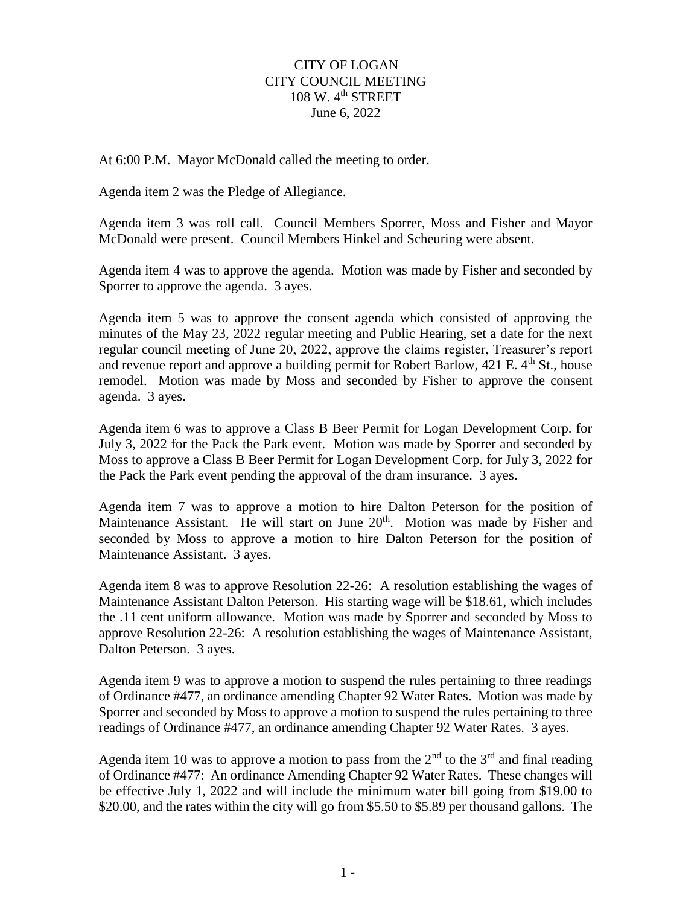CITY OF LOGAN
CITY COUNCIL MEETING
108 W. 4th STREET
June 6, 2022

At 6:00 P.M. Mayor McDonald called the meeting to order.

Agenda item 2 was the Pledge of Allegiance.

Agenda item 3 was roll call. Council Members Sporrer, Moss and Fisher and Mayor McDonald were present. Council Members Hinkel and Scheuring were absent.

Agenda item 4 was to approve the agenda. Motion was made by Fisher and seconded by Sporrer to approve the agenda. 3 ayes.

Agenda item 5 was to approve the consent agenda which consisted of approving the minutes of the May 23, 2022 regular meeting and Public Hearing, set a date for the next regular council meeting of June 20, 2022, approve the claims register, Treasurer's report and revenue report and approve a building permit for Robert Barlow, 421 E. 4th St., house remodel. Motion was made by Moss and seconded by Fisher to approve the consent agenda. 3 ayes.

Agenda item 6 was to approve a Class B Beer Permit for Logan Development Corp. for July 3, 2022 for the Pack the Park event. Motion was made by Sporrer and seconded by Moss to approve a Class B Beer Permit for Logan Development Corp. for July 3, 2022 for the Pack the Park event pending the approval of the dram insurance. 3 ayes.

Agenda item 7 was to approve a motion to hire Dalton Peterson for the position of Maintenance Assistant. He will start on June 20th. Motion was made by Fisher and seconded by Moss to approve a motion to hire Dalton Peterson for the position of Maintenance Assistant. 3 ayes.

Agenda item 8 was to approve Resolution 22-26: A resolution establishing the wages of Maintenance Assistant Dalton Peterson. His starting wage will be $18.61, which includes the .11 cent uniform allowance. Motion was made by Sporrer and seconded by Moss to approve Resolution 22-26: A resolution establishing the wages of Maintenance Assistant, Dalton Peterson. 3 ayes.

Agenda item 9 was to approve a motion to suspend the rules pertaining to three readings of Ordinance #477, an ordinance amending Chapter 92 Water Rates. Motion was made by Sporrer and seconded by Moss to approve a motion to suspend the rules pertaining to three readings of Ordinance #477, an ordinance amending Chapter 92 Water Rates. 3 ayes.

Agenda item 10 was to approve a motion to pass from the 2nd to the 3rd and final reading of Ordinance #477: An ordinance Amending Chapter 92 Water Rates. These changes will be effective July 1, 2022 and will include the minimum water bill going from $19.00 to $20.00, and the rates within the city will go from $5.50 to $5.89 per thousand gallons. The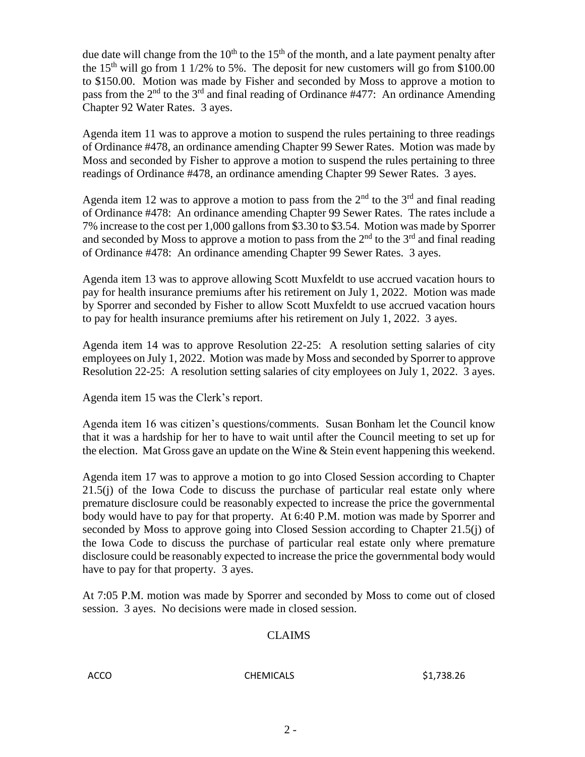due date will change from the 10th to the 15th of the month, and a late payment penalty after the 15th will go from 1 1/2% to 5%. The deposit for new customers will go from $100.00 to $150.00. Motion was made by Fisher and seconded by Moss to approve a motion to pass from the 2nd to the 3rd and final reading of Ordinance #477: An ordinance Amending Chapter 92 Water Rates. 3 ayes.

Agenda item 11 was to approve a motion to suspend the rules pertaining to three readings of Ordinance #478, an ordinance amending Chapter 99 Sewer Rates. Motion was made by Moss and seconded by Fisher to approve a motion to suspend the rules pertaining to three readings of Ordinance #478, an ordinance amending Chapter 99 Sewer Rates. 3 ayes.

Agenda item 12 was to approve a motion to pass from the 2nd to the 3rd and final reading of Ordinance #478: An ordinance amending Chapter 99 Sewer Rates. The rates include a 7% increase to the cost per 1,000 gallons from $3.30 to $3.54. Motion was made by Sporrer and seconded by Moss to approve a motion to pass from the 2nd to the 3rd and final reading of Ordinance #478: An ordinance amending Chapter 99 Sewer Rates. 3 ayes.

Agenda item 13 was to approve allowing Scott Muxfeldt to use accrued vacation hours to pay for health insurance premiums after his retirement on July 1, 2022. Motion was made by Sporrer and seconded by Fisher to allow Scott Muxfeldt to use accrued vacation hours to pay for health insurance premiums after his retirement on July 1, 2022. 3 ayes.

Agenda item 14 was to approve Resolution 22-25: A resolution setting salaries of city employees on July 1, 2022. Motion was made by Moss and seconded by Sporrer to approve Resolution 22-25: A resolution setting salaries of city employees on July 1, 2022. 3 ayes.

Agenda item 15 was the Clerk's report.

Agenda item 16 was citizen's questions/comments. Susan Bonham let the Council know that it was a hardship for her to have to wait until after the Council meeting to set up for the election. Mat Gross gave an update on the Wine & Stein event happening this weekend.

Agenda item 17 was to approve a motion to go into Closed Session according to Chapter 21.5(j) of the Iowa Code to discuss the purchase of particular real estate only where premature disclosure could be reasonably expected to increase the price the governmental body would have to pay for that property. At 6:40 P.M. motion was made by Sporrer and seconded by Moss to approve going into Closed Session according to Chapter 21.5(j) of the Iowa Code to discuss the purchase of particular real estate only where premature disclosure could be reasonably expected to increase the price the governmental body would have to pay for that property. 3 ayes.

At 7:05 P.M. motion was made by Sporrer and seconded by Moss to come out of closed session. 3 ayes. No decisions were made in closed session.

## CLAIMS

| | | |
|---|---|---|
| ACCO | CHEMICALS | $1,738.26 |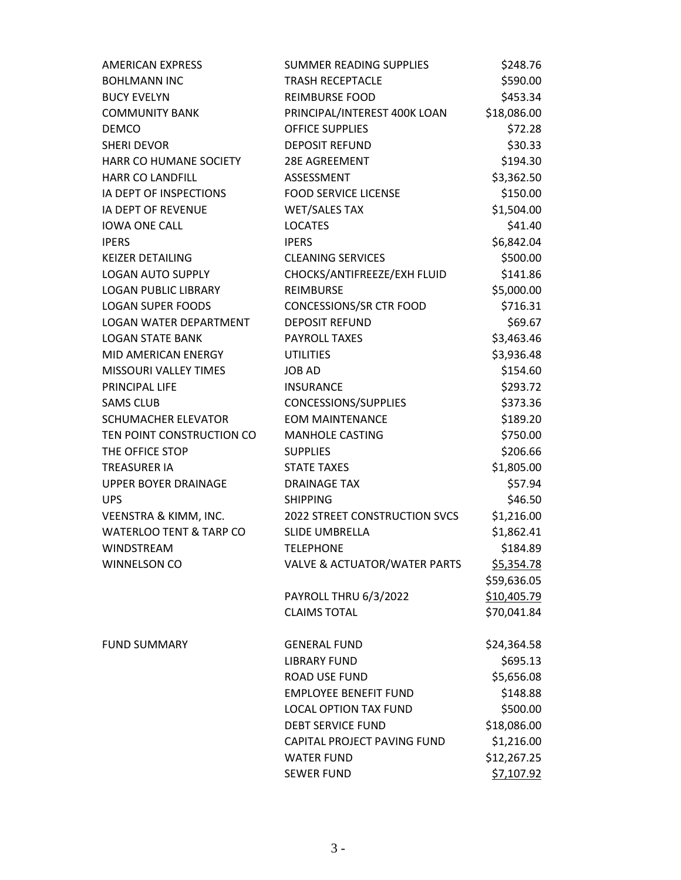| | | |
|---|---|---|
| AMERICAN EXPRESS | SUMMER READING SUPPLIES | $248.76 |
| BOHLMANN INC | TRASH RECEPTACLE | $590.00 |
| BUCY EVELYN | REIMBURSE FOOD | $453.34 |
| COMMUNITY BANK | PRINCIPAL/INTEREST 400K LOAN | $18,086.00 |
| DEMCO | OFFICE SUPPLIES | $72.28 |
| SHERI DEVOR | DEPOSIT REFUND | $30.33 |
| HARR CO HUMANE SOCIETY | 28E AGREEMENT | $194.30 |
| HARR CO LANDFILL | ASSESSMENT | $3,362.50 |
| IA DEPT OF INSPECTIONS | FOOD SERVICE LICENSE | $150.00 |
| IA DEPT OF REVENUE | WET/SALES TAX | $1,504.00 |
| IOWA ONE CALL | LOCATES | $41.40 |
| IPERS | IPERS | $6,842.04 |
| KEIZER DETAILING | CLEANING SERVICES | $500.00 |
| LOGAN AUTO SUPPLY | CHOCKS/ANTIFREEZE/EXH FLUID | $141.86 |
| LOGAN PUBLIC LIBRARY | REIMBURSE | $5,000.00 |
| LOGAN SUPER FOODS | CONCESSIONS/SR CTR FOOD | $716.31 |
| LOGAN WATER DEPARTMENT | DEPOSIT REFUND | $69.67 |
| LOGAN STATE BANK | PAYROLL TAXES | $3,463.46 |
| MID AMERICAN ENERGY | UTILITIES | $3,936.48 |
| MISSOURI VALLEY TIMES | JOB AD | $154.60 |
| PRINCIPAL LIFE | INSURANCE | $293.72 |
| SAMS CLUB | CONCESSIONS/SUPPLIES | $373.36 |
| SCHUMACHER ELEVATOR | EOM MAINTENANCE | $189.20 |
| TEN POINT CONSTRUCTION CO | MANHOLE CASTING | $750.00 |
| THE OFFICE STOP | SUPPLIES | $206.66 |
| TREASURER IA | STATE TAXES | $1,805.00 |
| UPPER BOYER DRAINAGE | DRAINAGE TAX | $57.94 |
| UPS | SHIPPING | $46.50 |
| VEENSTRA & KIMM, INC. | 2022 STREET CONSTRUCTION SVCS | $1,216.00 |
| WATERLOO TENT & TARP CO | SLIDE UMBRELLA | $1,862.41 |
| WINDSTREAM | TELEPHONE | $184.89 |
| WINNELSON CO | VALVE & ACTUATOR/WATER PARTS | $5,354.78 |
| | | $59,636.05 |
| | PAYROLL THRU 6/3/2022 | $10,405.79 |
| | CLAIMS TOTAL | $70,041.84 |

| | | |
|---|---|---|
| FUND SUMMARY | GENERAL FUND | $24,364.58 |
| | LIBRARY FUND | $695.13 |
| | ROAD USE FUND | $5,656.08 |
| | EMPLOYEE BENEFIT FUND | $148.88 |
| | LOCAL OPTION TAX FUND | $500.00 |
| | DEBT SERVICE FUND | $18,086.00 |
| | CAPITAL PROJECT PAVING FUND | $1,216.00 |
| | WATER FUND | $12,267.25 |
| | SEWER FUND | $7,107.92 |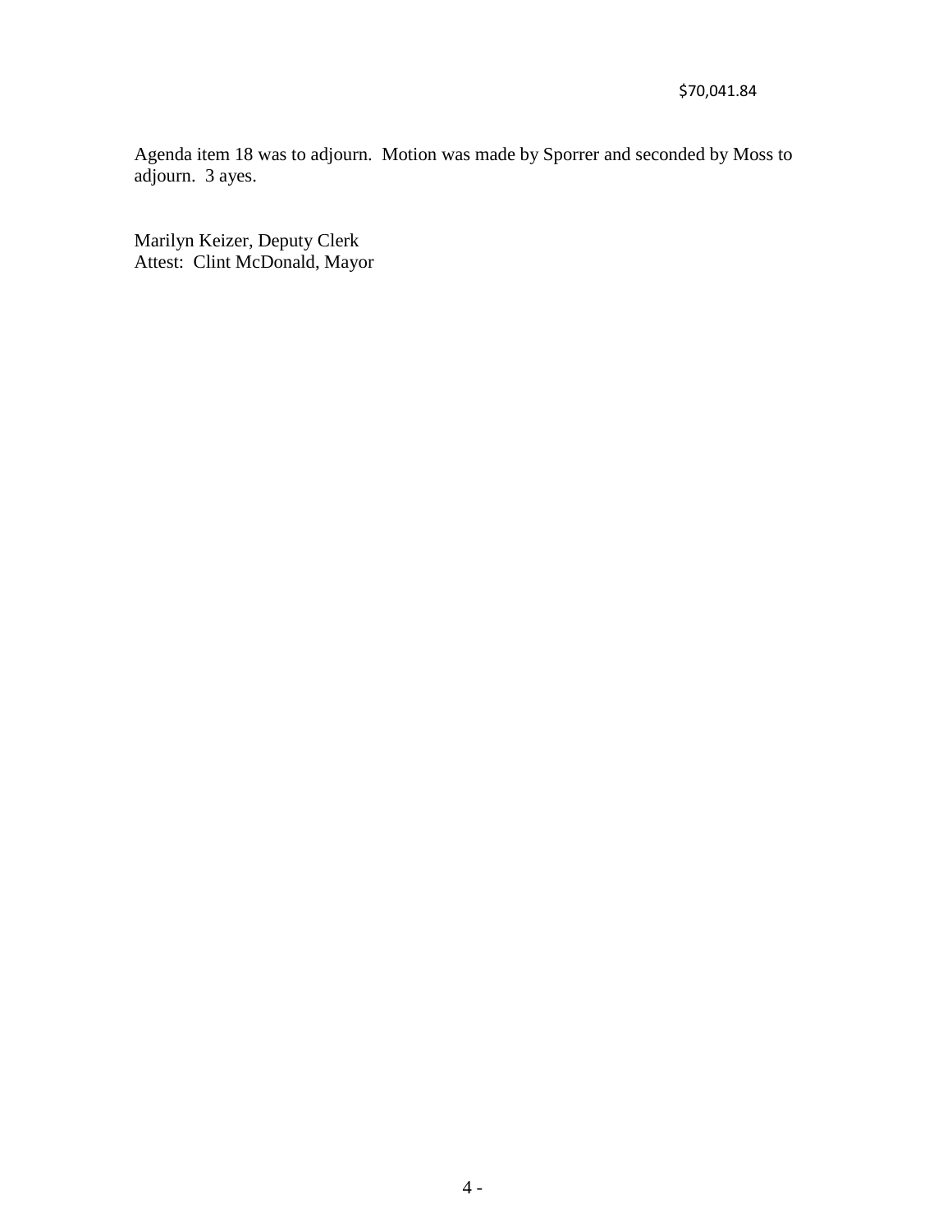$70,041.84

Agenda item 18 was to adjourn. Motion was made by Sporrer and seconded by Moss to adjourn. 3 ayes.

Marilyn Keizer, Deputy Clerk
Attest: Clint McDonald, Mayor